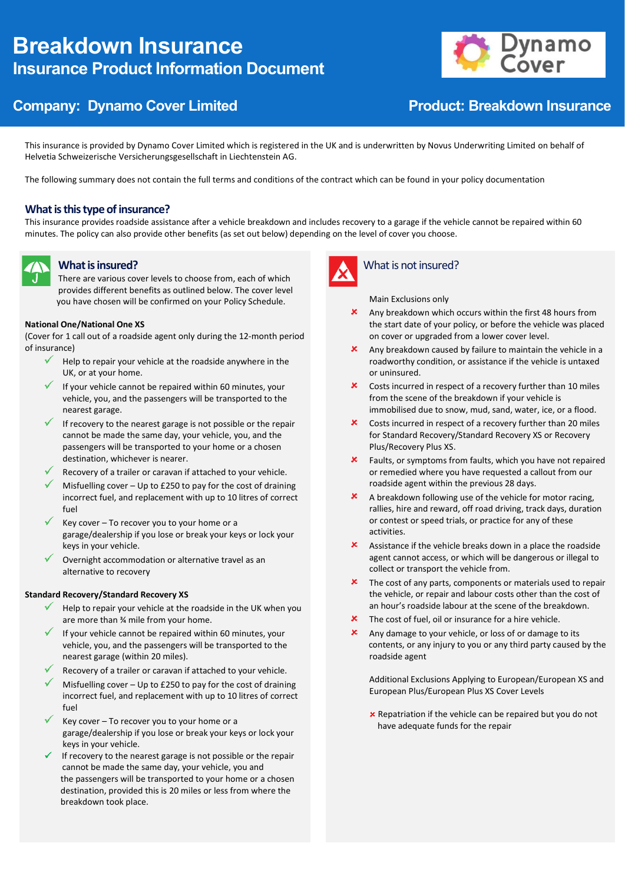# Breakdown Insurance

## Insurance Product Information Document

**Company: Dynamo Cover Limited**

**Product: Breakdown Insurance**

This insurance is provided by Dynamo Cover Limited which is registered in the UK and is underwritten by Novus Underwriting Limited on behalf of Helvetia Schweizerische Versicherungsgesellschaft in Liechtenstein AG.

The following summary does not contain the full terms and conditions of the contract which can be found in your policy documentation

### What is this type of insurance?

This insurance provides roadside assistance after a vehicle breakdown and includes recovery to a garage if the vehicle cannot be repaired within 60 minutes. The policy can also provide other benefits (as set out below) depending on the level of cover you choose.

### What is insured?

There are various cover levels to choose from, each of which provides different benefits as outlined below. The cover level you have chosen will be confirmed on your Policy Schedule.

**National One/National One XS**

(Cover for 1 call out of a roadside agent only during the 12-month period of insurance)

- ✓ Help to repair your vehicle at the roadside anywhere in the UK, or at your home.
- ✓ If your vehicle cannot be repaired within 60 minutes, your vehicle, you, and the passengers will be transported to the nearest garage.
- ✓ If recovery to the nearest garage is not possible or the repair cannot be made the same day, your vehicle, you, and the passengers will be transported to your home or a chosen destination, whichever is nearer.
- ✓ Recovery of a trailer or caravan if attached to your vehicle.
- ✓ Misfuelling cover – Up to £250 to pay for the cost of draining incorrect fuel, and replacement with up to 10 litres of correct fuel
- ✓ Key cover – To recover you to your home or a garage/dealership if you lose or break your keys or lock your keys in your vehicle.
- ✓ Overnight accommodation or alternative travel as an alternative to recovery

**Standard Recovery/Standard Recovery XS**

- ✓ Help to repair your vehicle at the roadside in the UK when you are more than ¾ mile from your home.
- ✓ If your vehicle cannot be repaired within 60 minutes, your vehicle, you, and the passengers will be transported to the nearest garage (within 20 miles).
- ✓ Recovery of a trailer or caravan if attached to your vehicle.
- ✓ Misfuelling cover – Up to £250 to pay for the cost of draining incorrect fuel, and replacement with up to 10 litres of correct fuel
- ✓ Key cover – To recover you to your home or a garage/dealership if you lose or break your keys or lock your keys in your vehicle.
- ✓ If recovery to the nearest garage is not possible or the repair cannot be made the same day, your vehicle, you and the passengers will be transported to your home or a chosen destination, provided this is 20 miles or less from where the breakdown took place.

### What is not insured?

Main Exclusions only

- ✗ Any breakdown which occurs within the first 48 hours from the start date of your policy, or before the vehicle was placed on cover or upgraded from a lower cover level.
- ✗ Any breakdown caused by failure to maintain the vehicle in a roadworthy condition, or assistance if the vehicle is untaxed or uninsured.
- ✗ Costs incurred in respect of a recovery further than 10 miles from the scene of the breakdown if your vehicle is immobilised due to snow, mud, sand, water, ice, or a flood.
- ✗ Costs incurred in respect of a recovery further than 20 miles for Standard Recovery/Standard Recovery XS or Recovery Plus/Recovery Plus XS.
- ✗ Faults, or symptoms from faults, which you have not repaired or remedied where you have requested a callout from our roadside agent within the previous 28 days.
- ✗ A breakdown following use of the vehicle for motor racing, rallies, hire and reward, off road driving, track days, duration or contest or speed trials, or practice for any of these activities.
- ✗ Assistance if the vehicle breaks down in a place the roadside agent cannot access, or which will be dangerous or illegal to collect or transport the vehicle from.
- ✗ The cost of any parts, components or materials used to repair the vehicle, or repair and labour costs other than the cost of an hour's roadside labour at the scene of the breakdown.
- ✗ The cost of fuel, oil or insurance for a hire vehicle.
- ✗ Any damage to your vehicle, or loss of or damage to its contents, or any injury to you or any third party caused by the roadside agent

Additional Exclusions Applying to European/European XS and European Plus/European Plus XS Cover Levels

- ✗ Repatriation if the vehicle can be repaired but you do not have adequate funds for the repair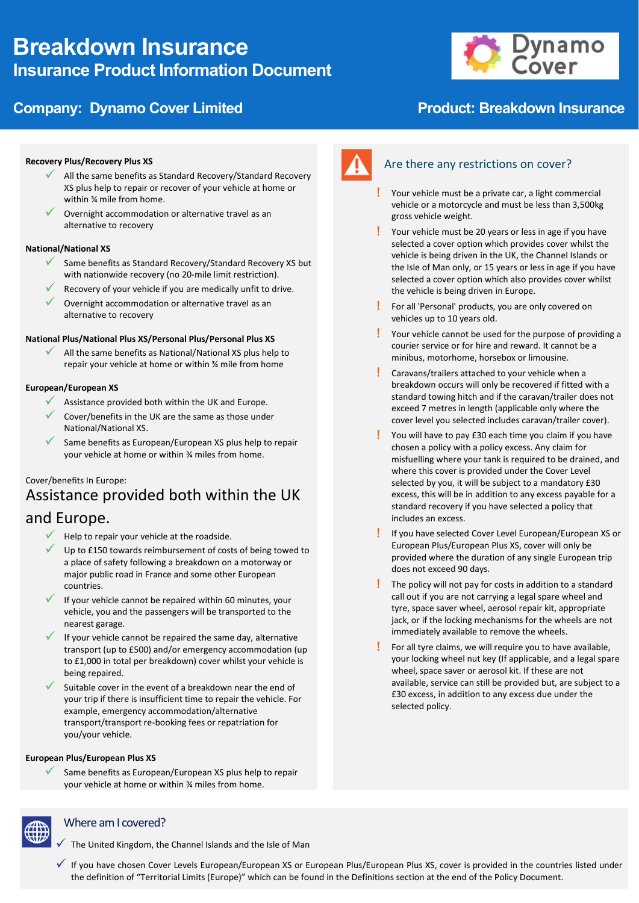# Breakdown Insurance
## Insurance Product Information Document

**Company: Dynamo Cover Limited** | **Product: Breakdown Insurance**

**Recovery Plus/Recovery Plus XS**

- ✓ All the same benefits as Standard Recovery/Standard Recovery XS plus help to repair or recover of your vehicle at home or within ¾ mile from home.
- ✓ Overnight accommodation or alternative travel as an alternative to recovery

**National/National XS**

- ✓ Same benefits as Standard Recovery/Standard Recovery XS but with nationwide recovery (no 20-mile limit restriction).
- ✓ Recovery of your vehicle if you are medically unfit to drive.
- ✓ Overnight accommodation or alternative travel as an alternative to recovery

**National Plus/National Plus XS/Personal Plus/Personal Plus XS**

- ✓ All the same benefits as National/National XS plus help to repair your vehicle at home or within ¾ mile from home

**European/European XS**

- ✓ Assistance provided both within the UK and Europe.
- ✓ Cover/benefits in the UK are the same as those under National/National XS.
- ✓ Same benefits as European/European XS plus help to repair your vehicle at home or within ¾ miles from home.

Cover/benefits In Europe:

### Assistance provided both within the UK and Europe.

- ✓ Help to repair your vehicle at the roadside.
- ✓ Up to £150 towards reimbursement of costs of being towed to a place of safety following a breakdown on a motorway or major public road in France and some other European countries.
- ✓ If your vehicle cannot be repaired within 60 minutes, your vehicle, you and the passengers will be transported to the nearest garage.
- ✓ If your vehicle cannot be repaired the same day, alternative transport (up to £500) and/or emergency accommodation (up to £1,000 in total per breakdown) cover whilst your vehicle is being repaired.
- ✓ Suitable cover in the event of a breakdown near the end of your trip if there is insufficient time to repair the vehicle. For example, emergency accommodation/alternative transport/transport re-booking fees or repatriation for you/your vehicle.

**European Plus/European Plus XS**

- ✓ Same benefits as European/European XS plus help to repair your vehicle at home or within ¾ miles from home.

## Are there any restrictions on cover?

- ! Your vehicle must be a private car, a light commercial vehicle or a motorcycle and must be less than 3,500kg gross vehicle weight.
- ! Your vehicle must be 20 years or less in age if you have selected a cover option which provides cover whilst the vehicle is being driven in the UK, the Channel Islands or the Isle of Man only, or 15 years or less in age if you have selected a cover option which also provides cover whilst the vehicle is being driven in Europe.
- ! For all 'Personal' products, you are only covered on vehicles up to 10 years old.
- ! Your vehicle cannot be used for the purpose of providing a courier service or for hire and reward. It cannot be a minibus, motorhome, horsebox or limousine.
- ! Caravans/trailers attached to your vehicle when a breakdown occurs will only be recovered if fitted with a standard towing hitch and if the caravan/trailer does not exceed 7 metres in length (applicable only where the cover level you selected includes caravan/trailer cover).
- ! You will have to pay £30 each time you claim if you have chosen a policy with a policy excess. Any claim for misfuelling where your tank is required to be drained, and where this cover is provided under the Cover Level selected by you, it will be subject to a mandatory £30 excess, this will be in addition to any excess payable for a standard recovery if you have selected a policy that includes an excess.
- ! If you have selected Cover Level European/European XS or European Plus/European Plus XS, cover will only be provided where the duration of any single European trip does not exceed 90 days.
- ! The policy will not pay for costs in addition to a standard call out if you are not carrying a legal spare wheel and tyre, space saver wheel, aerosol repair kit, appropriate jack, or if the locking mechanisms for the wheels are not immediately available to remove the wheels.
- ! For all tyre claims, we will require you to have available, your locking wheel nut key (If applicable, and a legal spare wheel, space saver or aerosol kit. If these are not available, service can still be provided but, are subject to a £30 excess, in addition to any excess due under the selected policy.

## Where am I covered?

- ✓ The United Kingdom, the Channel Islands and the Isle of Man
- ✓ If you have chosen Cover Levels European/European XS or European Plus/European Plus XS, cover is provided in the countries listed under the definition of "Territorial Limits (Europe)" which can be found in the Definitions section at the end of the Policy Document.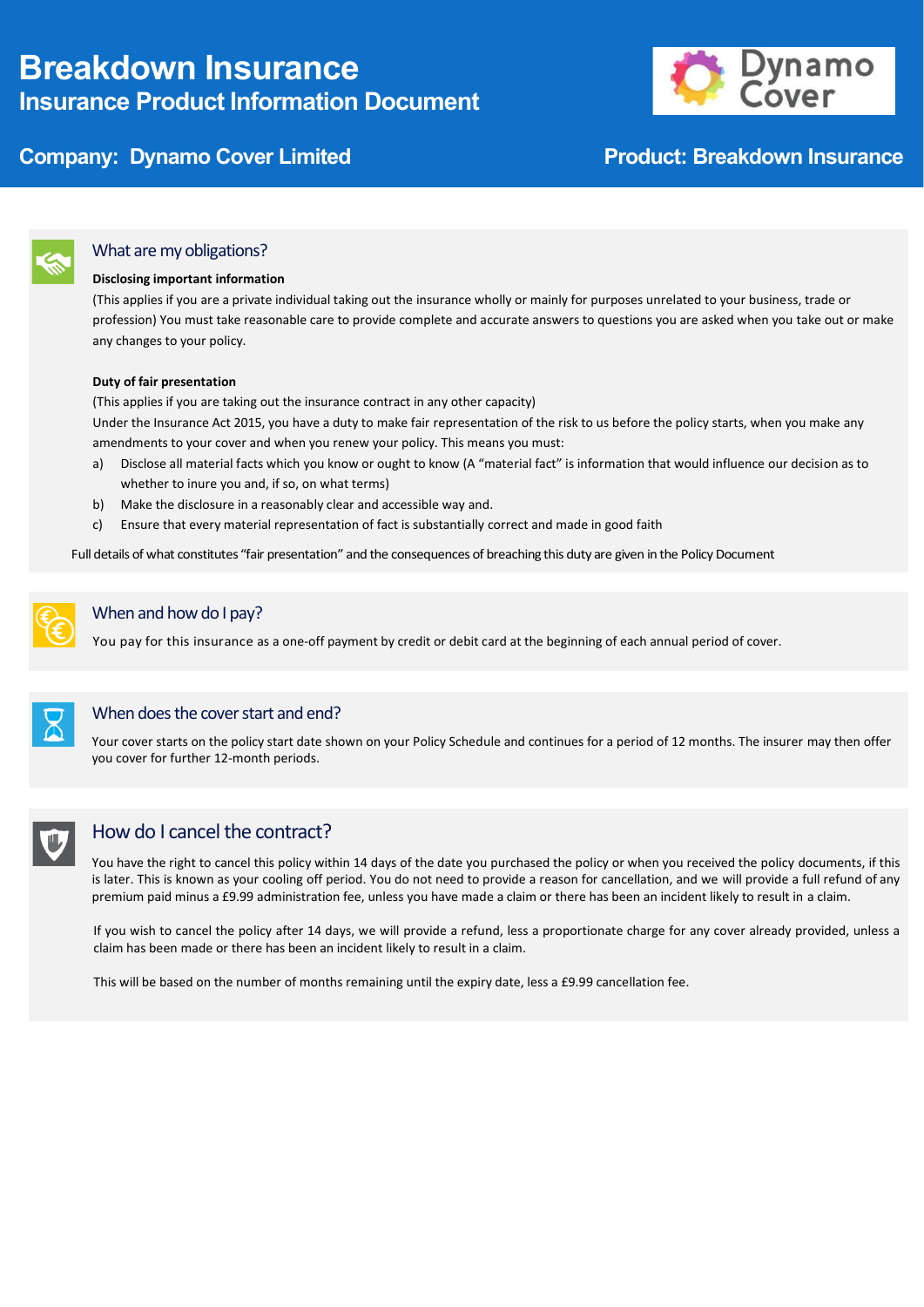# Breakdown Insurance
## Insurance Product Information Document

**Company: Dynamo Cover Limited**

**Product: Breakdown Insurance**

### What are my obligations?

**Disclosing important information**

(This applies if you are a private individual taking out the insurance wholly or mainly for purposes unrelated to your business, trade or profession) You must take reasonable care to provide complete and accurate answers to questions you are asked when you take out or make any changes to your policy.

**Duty of fair presentation**

(This applies if you are taking out the insurance contract in any other capacity)

Under the Insurance Act 2015, you have a duty to make fair representation of the risk to us before the policy starts, when you make any amendments to your cover and when you renew your policy. This means you must:

a) Disclose all material facts which you know or ought to know (A "material fact" is information that would influence our decision as to whether to inure you and, if so, on what terms)

b) Make the disclosure in a reasonably clear and accessible way and.

c) Ensure that every material representation of fact is substantially correct and made in good faith

Full details of what constitutes "fair presentation" and the consequences of breaching this duty are given in the Policy Document

### When and how do I pay?

You pay for this insurance as a one-off payment by credit or debit card at the beginning of each annual period of cover.

### When does the cover start and end?

Your cover starts on the policy start date shown on your Policy Schedule and continues for a period of 12 months. The insurer may then offer you cover for further 12-month periods.

### How do I cancel the contract?

You have the right to cancel this policy within 14 days of the date you purchased the policy or when you received the policy documents, if this is later. This is known as your cooling off period. You do not need to provide a reason for cancellation, and we will provide a full refund of any premium paid minus a £9.99 administration fee, unless you have made a claim or there has been an incident likely to result in a claim.

If you wish to cancel the policy after 14 days, we will provide a refund, less a proportionate charge for any cover already provided, unless a claim has been made or there has been an incident likely to result in a claim.

This will be based on the number of months remaining until the expiry date, less a £9.99 cancellation fee.